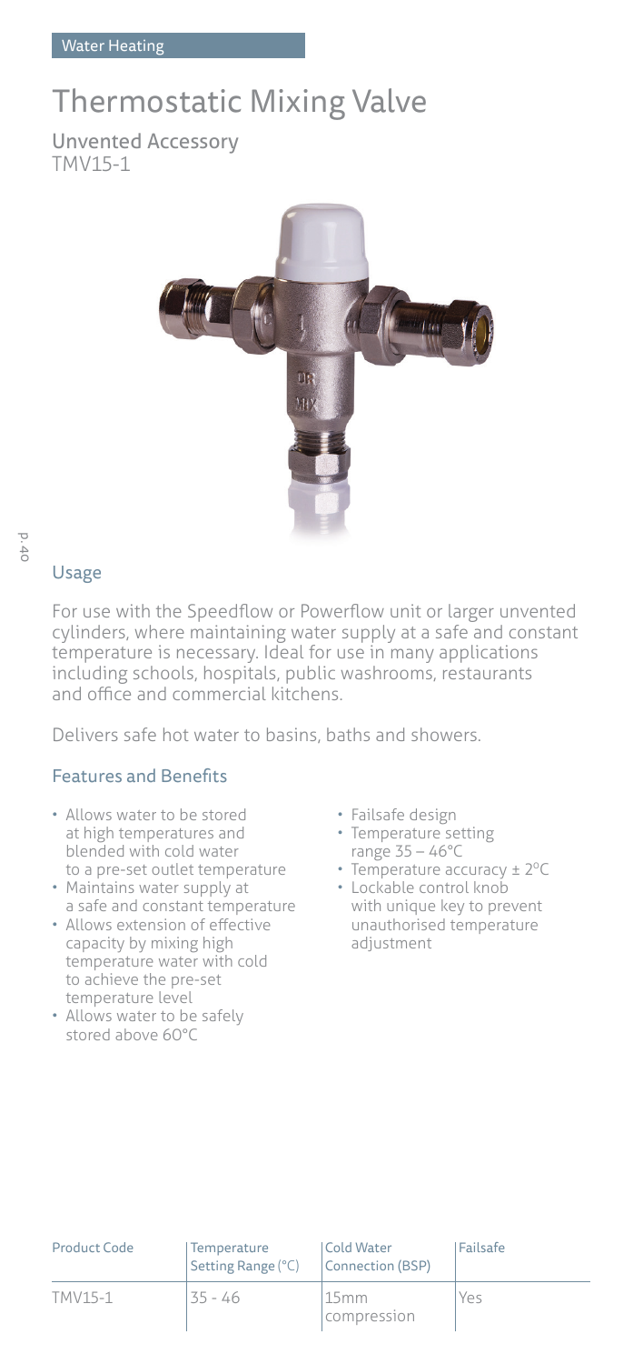Water Heating

# Thermostatic Mixing Valve

## Unvented Accessory
TMV15-1

### Usage

For use with the Speedflow or Powerflow unit or larger unvented cylinders, where maintaining water supply at a safe and constant temperature is necessary. Ideal for use in many applications including schools, hospitals, public washrooms, restaurants and office and commercial kitchens.

Delivers safe hot water to basins, baths and showers.

### Features and Benefits

- Allows water to be stored at high temperatures and blended with cold water to a pre-set outlet temperature
- Maintains water supply at a safe and constant temperature
- Allows extension of effective capacity by mixing high temperature water with cold to achieve the pre-set temperature level
- Allows water to be safely stored above 60°C
- Failsafe design
- Temperature setting range 35 – 46°C
- Temperature accuracy ± 2°C
- Lockable control knob with unique key to prevent unauthorised temperature adjustment

| Product Code | Temperature Setting Range (°C) | Cold Water Connection (BSP) | Failsafe |
|---|---|---|---|
| TMV15-1 | 35 - 46 | 15mm compression | Yes |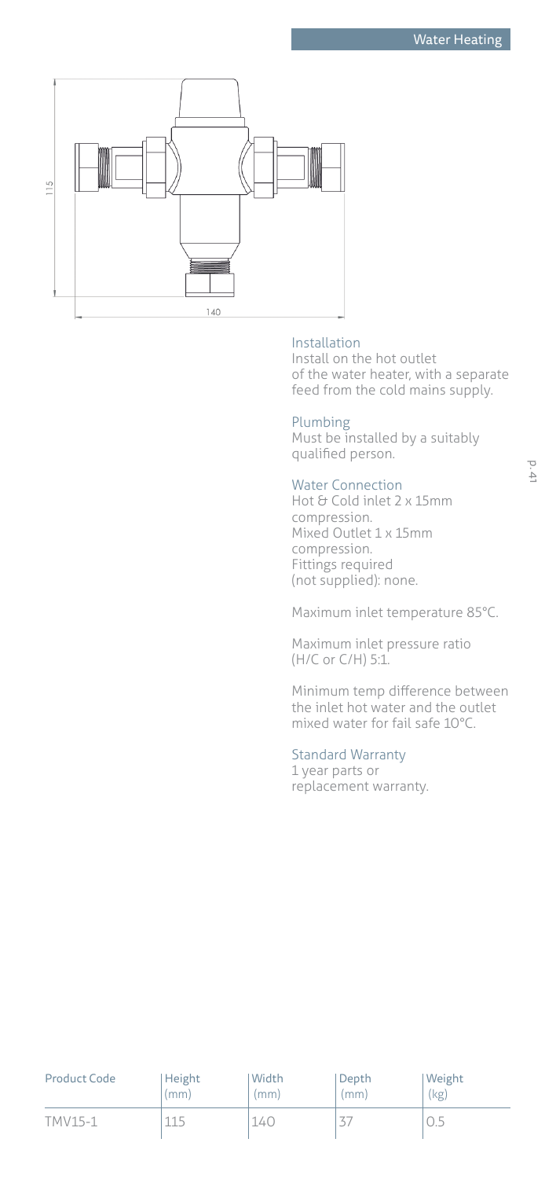115

140

### Installation

Install on the hot outlet of the water heater, with a separate feed from the cold mains supply.

### Plumbing

Must be installed by a suitably qualified person.

### Water Connection

Hot & Cold inlet 2 x 15mm compression.
Mixed Outlet 1 x 15mm compression.
Fittings required (not supplied): none.

Maximum inlet temperature 85°C.

Maximum inlet pressure ratio (H/C or C/H) 5:1.

Minimum temp difference between the inlet hot water and the outlet mixed water for fail safe 10°C.

### Standard Warranty

1 year parts or replacement warranty.

| Product Code | Height (mm) | Width (mm) | Depth (mm) | Weight (kg) |
|---|---|---|---|---|
| TMV15-1 | 115 | 140 | 37 | 0.5 |